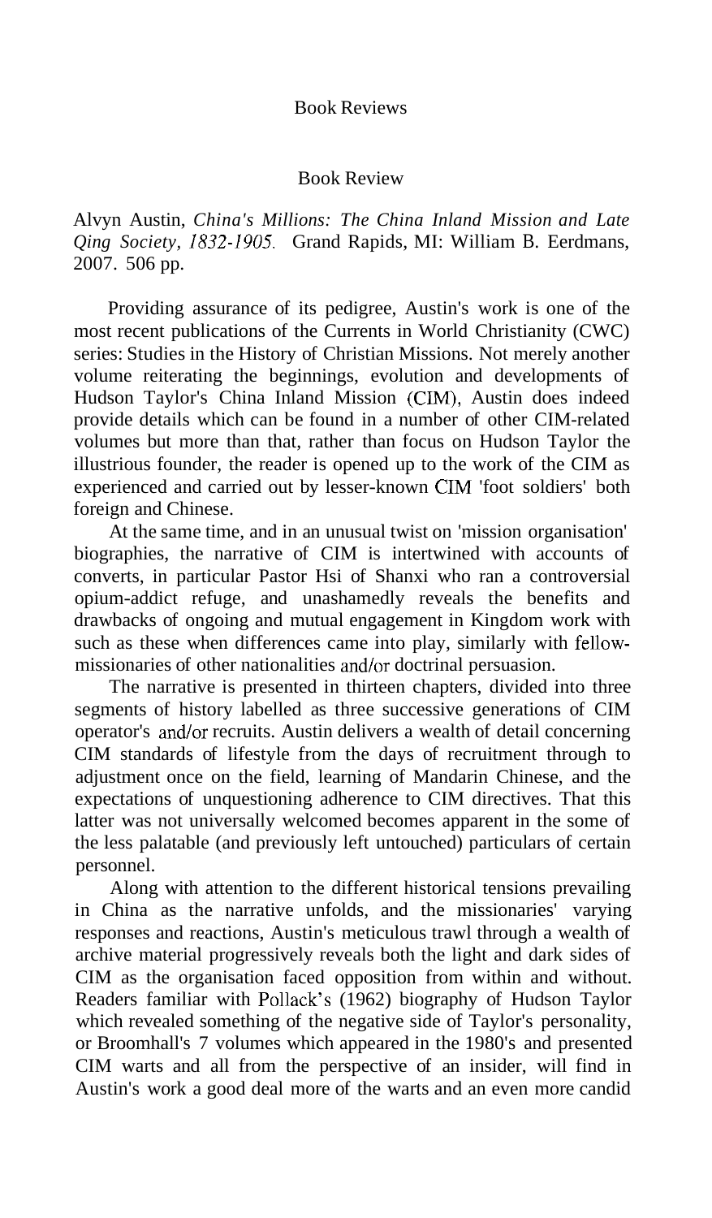# Book Review

Alvyn Austin, *China's Millions: The China Inland Mission and Late Qing Society, 1832-1905.* Grand Rapids, MI: William B. Eerdmans, 2007. 506 pp.

Providing assurance of its pedigree, Austin's work is one of the most recent publications of the Currents in World Christianity (CWC) series: Studies in the History of Christian Missions. Not merely another volume reiterating the beginnings, evolution and developments of Hudson Taylor's China Inland Mission (CIM), Austin does indeed provide details which can be found in a number of other CIM-related volumes but more than that, rather than focus on Hudson Taylor the illustrious founder, the reader is opened up to the work of the CIM as experienced and carried out by lesser-known CIM 'foot soldiers' both foreign and Chinese.

At the same time, and in an unusual twist on 'mission organisation' biographies, the narrative of CIM is intertwined with accounts of converts, in particular Pastor Hsi of Shanxi who ran a controversial opium-addict refuge, and unashamedly reveals the benefits and drawbacks of ongoing and mutual engagement in Kingdom work with such as these when differences came into play, similarly with fellow-missionaries of other nationalities and/or doctrinal persuasion.

The narrative is presented in thirteen chapters, divided into three segments of history labelled as three successive generations of CIM operator's and/or recruits. Austin delivers a wealth of detail concerning CIM standards of lifestyle from the days of recruitment through to adjustment once on the field, learning of Mandarin Chinese, and the expectations of unquestioning adherence to CIM directives. That this latter was not universally welcomed becomes apparent in the some of the less palatable (and previously left untouched) particulars of certain personnel.

Along with attention to the different historical tensions prevailing in China as the narrative unfolds, and the missionaries' varying responses and reactions, Austin's meticulous trawl through a wealth of archive material progressively reveals both the light and dark sides of CIM as the organisation faced opposition from within and without. Readers familiar with Pollack's (1962) biography of Hudson Taylor which revealed something of the negative side of Taylor's personality, or Broomhall's 7 volumes which appeared in the 1980's and presented CIM warts and all from the perspective of an insider, will find in Austin's work a good deal more of the warts and an even more candid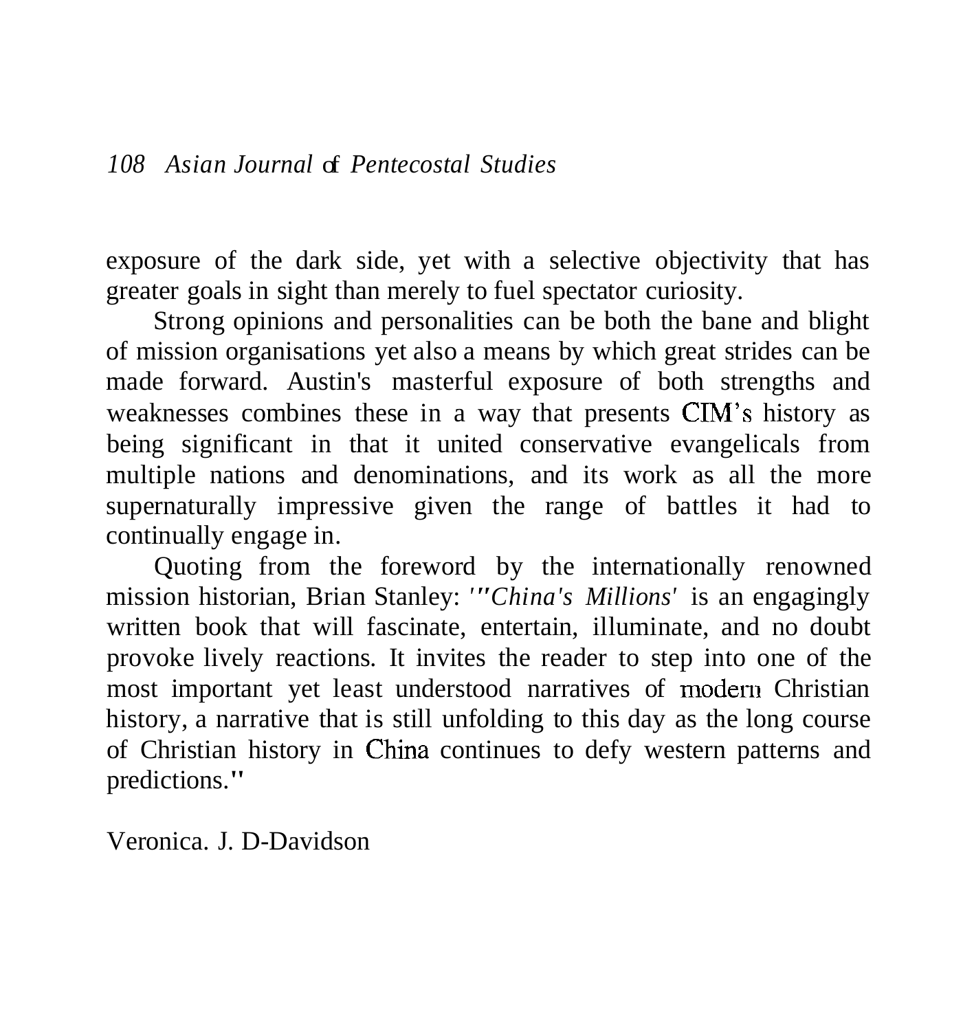exposure of the dark side, yet with a selective objectivity that has greater goals in sight than merely to fuel spectator curiosity.

Strong opinions and personalities can be both the bane and blight of mission organisations yet also a means by which great strides can be made forward. Austin's masterful exposure of both strengths and weaknesses combines these in a way that presents CIM's history as being significant in that it united conservative evangelicals from multiple nations and denominations, and its work as all the more supernaturally impressive given the range of battles it had to continually engage in.

Quoting from the foreword by the internationally renowned mission historian, Brian Stanley: '"*China's Millions*' is an engagingly written book that will fascinate, entertain, illuminate, and no doubt provoke lively reactions. It invites the reader to step into one of the most important yet least understood narratives of modern Christian history, a narrative that is still unfolding to this day as the long course of Christian history in China continues to defy western patterns and predictions."

Veronica. J. D-Davidson